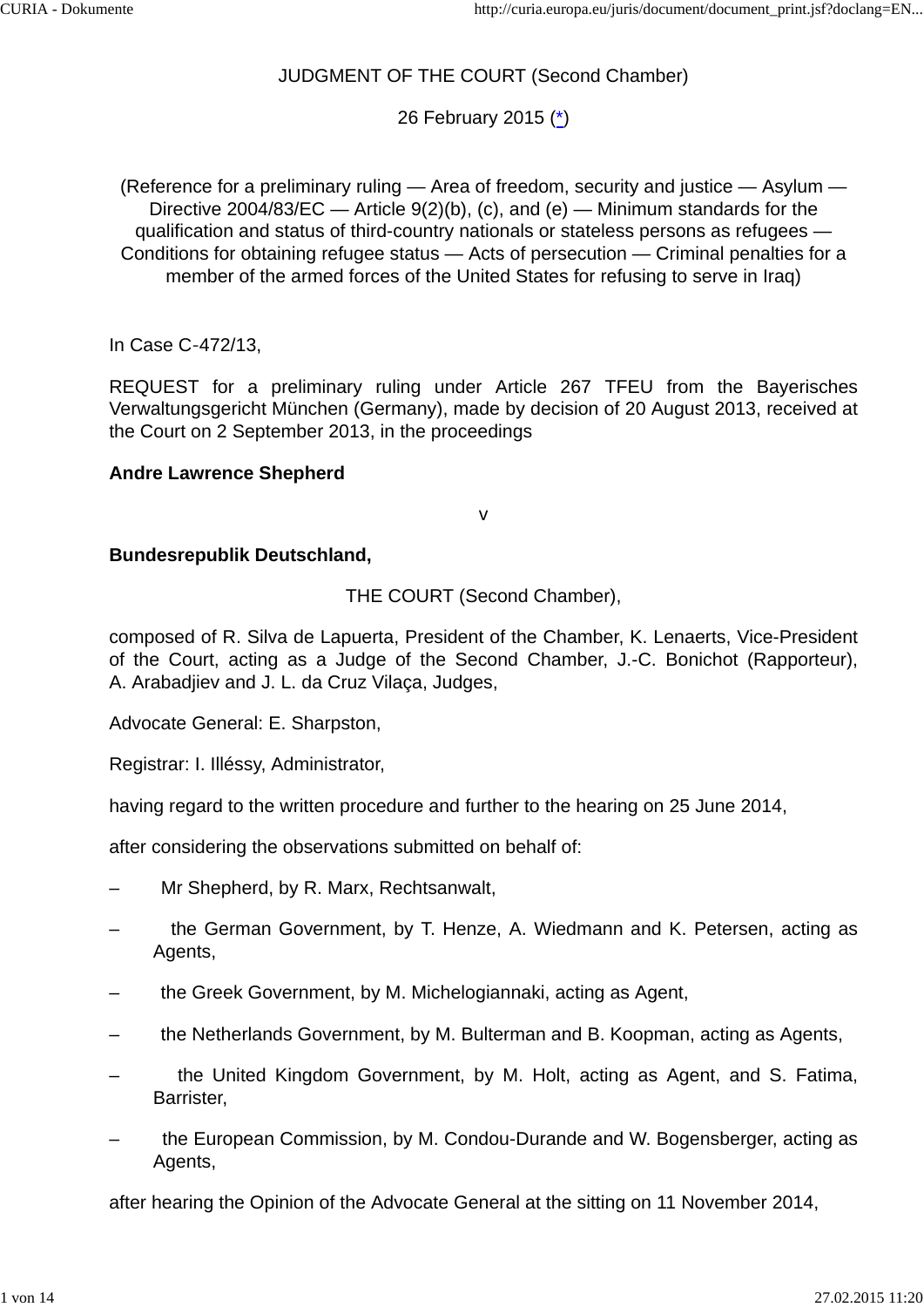JUDGMENT OF THE COURT (Second Chamber)

26 February 2015 (*)

(Reference for a preliminary ruling — Area of freedom, security and justice — Asylum — Directive 2004/83/EC — Article 9(2)(b), (c), and (e) — Minimum standards for the qualification and status of third-country nationals or stateless persons as refugees — Conditions for obtaining refugee status — Acts of persecution — Criminal penalties for a member of the armed forces of the United States for refusing to serve in Iraq)

In Case C-472/13,

REQUEST for a preliminary ruling under Article 267 TFEU from the Bayerisches Verwaltungsgericht München (Germany), made by decision of 20 August 2013, received at the Court on 2 September 2013, in the proceedings

**Andre Lawrence Shepherd**

v

**Bundesrepublik Deutschland,**

THE COURT (Second Chamber),

composed of R. Silva de Lapuerta, President of the Chamber, K. Lenaerts, Vice-President of the Court, acting as a Judge of the Second Chamber, J.-C. Bonichot (Rapporteur), A. Arabadjiev and J. L. da Cruz Vilaça, Judges,

Advocate General: E. Sharpston,

Registrar: I. Illéssy, Administrator,

having regard to the written procedure and further to the hearing on 25 June 2014,

after considering the observations submitted on behalf of:

– Mr Shepherd, by R. Marx, Rechtsanwalt,

– the German Government, by T. Henze, A. Wiedmann and K. Petersen, acting as Agents,

– the Greek Government, by M. Michelogiannaki, acting as Agent,

– the Netherlands Government, by M. Bulterman and B. Koopman, acting as Agents,

– the United Kingdom Government, by M. Holt, acting as Agent, and S. Fatima, Barrister,

– the European Commission, by M. Condou-Durande and W. Bogensberger, acting as Agents,

after hearing the Opinion of the Advocate General at the sitting on 11 November 2014,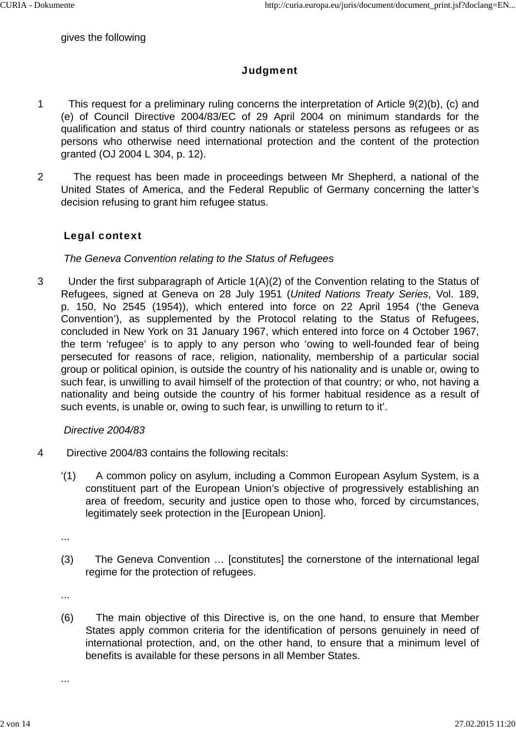gives the following

## Judgment

1 This request for a preliminary ruling concerns the interpretation of Article 9(2)(b), (c) and (e) of Council Directive 2004/83/EC of 29 April 2004 on minimum standards for the qualification and status of third country nationals or stateless persons as refugees or as persons who otherwise need international protection and the content of the protection granted (OJ 2004 L 304, p. 12).

2 The request has been made in proceedings between Mr Shepherd, a national of the United States of America, and the Federal Republic of Germany concerning the latter's decision refusing to grant him refugee status.

### Legal context

*The Geneva Convention relating to the Status of Refugees*

3 Under the first subparagraph of Article 1(A)(2) of the Convention relating to the Status of Refugees, signed at Geneva on 28 July 1951 (*United Nations Treaty Series*, Vol. 189, p. 150, No 2545 (1954)), which entered into force on 22 April 1954 ('the Geneva Convention'), as supplemented by the Protocol relating to the Status of Refugees, concluded in New York on 31 January 1967, which entered into force on 4 October 1967, the term 'refugee' is to apply to any person who 'owing to well-founded fear of being persecuted for reasons of race, religion, nationality, membership of a particular social group or political opinion, is outside the country of his nationality and is unable or, owing to such fear, is unwilling to avail himself of the protection of that country; or who, not having a nationality and being outside the country of his former habitual residence as a result of such events, is unable or, owing to such fear, is unwilling to return to it'.

*Directive 2004/83*

4 Directive 2004/83 contains the following recitals:

'(1) A common policy on asylum, including a Common European Asylum System, is a constituent part of the European Union's objective of progressively establishing an area of freedom, security and justice open to those who, forced by circumstances, legitimately seek protection in the [European Union].

...

(3) The Geneva Convention … [constitutes] the cornerstone of the international legal regime for the protection of refugees.

...

(6) The main objective of this Directive is, on the one hand, to ensure that Member States apply common criteria for the identification of persons genuinely in need of international protection, and, on the other hand, to ensure that a minimum level of benefits is available for these persons in all Member States.

...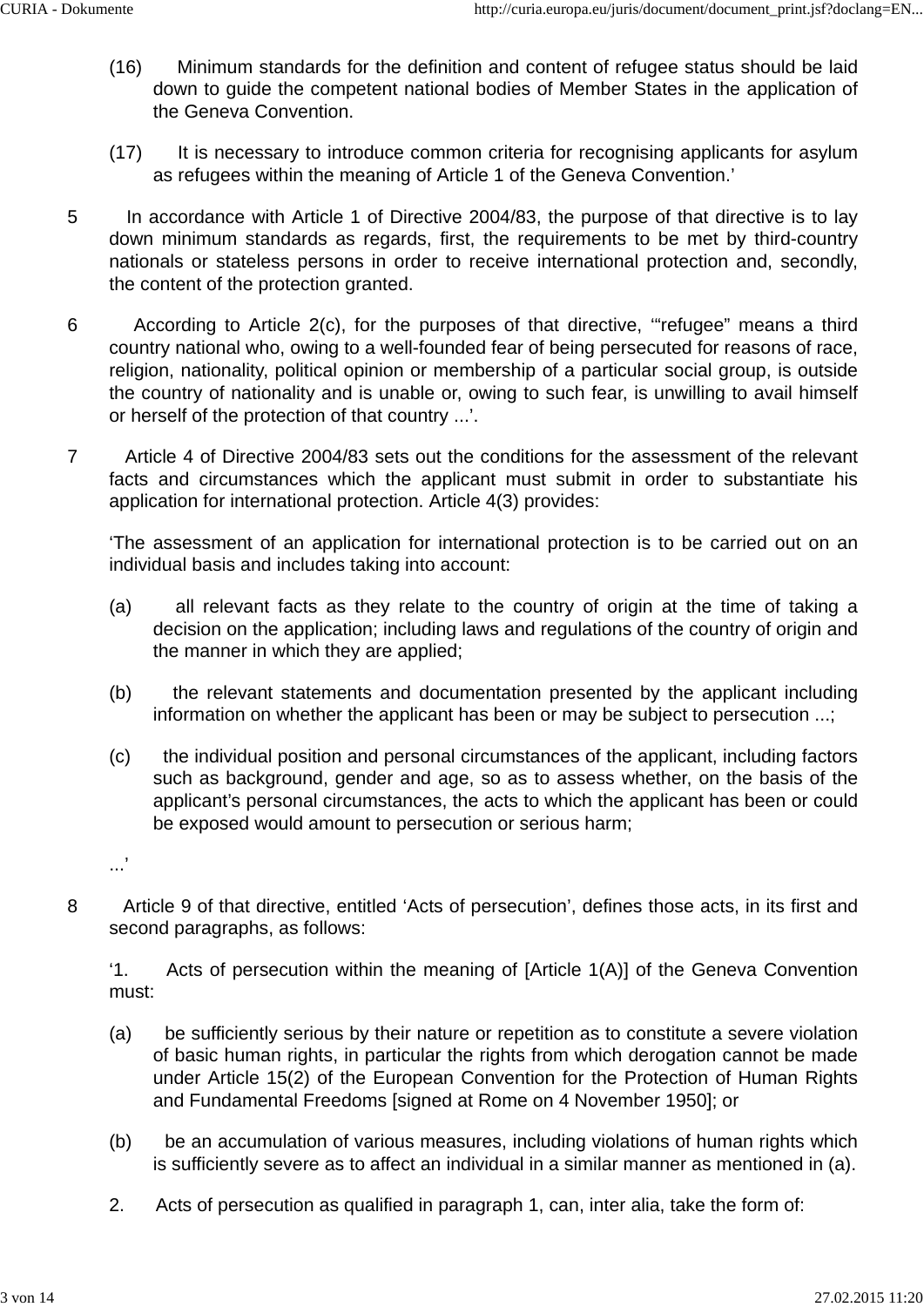(16) Minimum standards for the definition and content of refugee status should be laid down to guide the competent national bodies of Member States in the application of the Geneva Convention.

(17) It is necessary to introduce common criteria for recognising applicants for asylum as refugees within the meaning of Article 1 of the Geneva Convention.'

5 In accordance with Article 1 of Directive 2004/83, the purpose of that directive is to lay down minimum standards as regards, first, the requirements to be met by third-country nationals or stateless persons in order to receive international protection and, secondly, the content of the protection granted.

6 According to Article 2(c), for the purposes of that directive, '"refugee" means a third country national who, owing to a well-founded fear of being persecuted for reasons of race, religion, nationality, political opinion or membership of a particular social group, is outside the country of nationality and is unable or, owing to such fear, is unwilling to avail himself or herself of the protection of that country ...'.

7 Article 4 of Directive 2004/83 sets out the conditions for the assessment of the relevant facts and circumstances which the applicant must submit in order to substantiate his application for international protection. Article 4(3) provides:

'The assessment of an application for international protection is to be carried out on an individual basis and includes taking into account:

(a) all relevant facts as they relate to the country of origin at the time of taking a decision on the application; including laws and regulations of the country of origin and the manner in which they are applied;

(b) the relevant statements and documentation presented by the applicant including information on whether the applicant has been or may be subject to persecution ...;

(c) the individual position and personal circumstances of the applicant, including factors such as background, gender and age, so as to assess whether, on the basis of the applicant's personal circumstances, the acts to which the applicant has been or could be exposed would amount to persecution or serious harm;

...'

8 Article 9 of that directive, entitled 'Acts of persecution', defines those acts, in its first and second paragraphs, as follows:

'1. Acts of persecution within the meaning of [Article 1(A)] of the Geneva Convention must:

(a) be sufficiently serious by their nature or repetition as to constitute a severe violation of basic human rights, in particular the rights from which derogation cannot be made under Article 15(2) of the European Convention for the Protection of Human Rights and Fundamental Freedoms [signed at Rome on 4 November 1950]; or

(b) be an accumulation of various measures, including violations of human rights which is sufficiently severe as to affect an individual in a similar manner as mentioned in (a).

2. Acts of persecution as qualified in paragraph 1, can, inter alia, take the form of: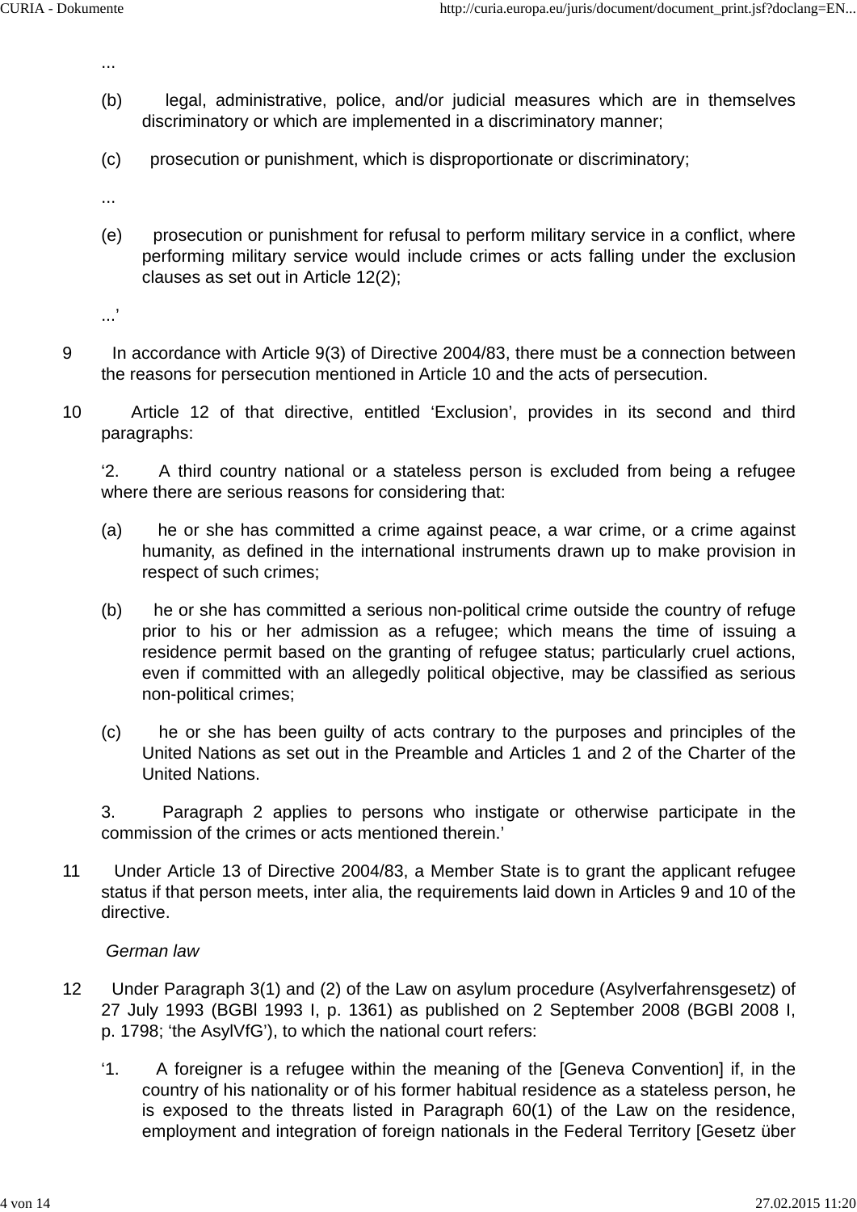...

(b) legal, administrative, police, and/or judicial measures which are in themselves discriminatory or which are implemented in a discriminatory manner;

(c) prosecution or punishment, which is disproportionate or discriminatory;

...

(e) prosecution or punishment for refusal to perform military service in a conflict, where performing military service would include crimes or acts falling under the exclusion clauses as set out in Article 12(2);

...'

9 In accordance with Article 9(3) of Directive 2004/83, there must be a connection between the reasons for persecution mentioned in Article 10 and the acts of persecution.

10 Article 12 of that directive, entitled 'Exclusion', provides in its second and third paragraphs:

'2. A third country national or a stateless person is excluded from being a refugee where there are serious reasons for considering that:

(a) he or she has committed a crime against peace, a war crime, or a crime against humanity, as defined in the international instruments drawn up to make provision in respect of such crimes;

(b) he or she has committed a serious non-political crime outside the country of refuge prior to his or her admission as a refugee; which means the time of issuing a residence permit based on the granting of refugee status; particularly cruel actions, even if committed with an allegedly political objective, may be classified as serious non-political crimes;

(c) he or she has been guilty of acts contrary to the purposes and principles of the United Nations as set out in the Preamble and Articles 1 and 2 of the Charter of the United Nations.

3. Paragraph 2 applies to persons who instigate or otherwise participate in the commission of the crimes or acts mentioned therein.'

11 Under Article 13 of Directive 2004/83, a Member State is to grant the applicant refugee status if that person meets, inter alia, the requirements laid down in Articles 9 and 10 of the directive.

*German law*

12 Under Paragraph 3(1) and (2) of the Law on asylum procedure (Asylverfahrensgesetz) of 27 July 1993 (BGBl 1993 I, p. 1361) as published on 2 September 2008 (BGBl 2008 I, p. 1798; 'the AsylVfG'), to which the national court refers:

'1. A foreigner is a refugee within the meaning of the [Geneva Convention] if, in the country of his nationality or of his former habitual residence as a stateless person, he is exposed to the threats listed in Paragraph 60(1) of the Law on the residence, employment and integration of foreign nationals in the Federal Territory [Gesetz über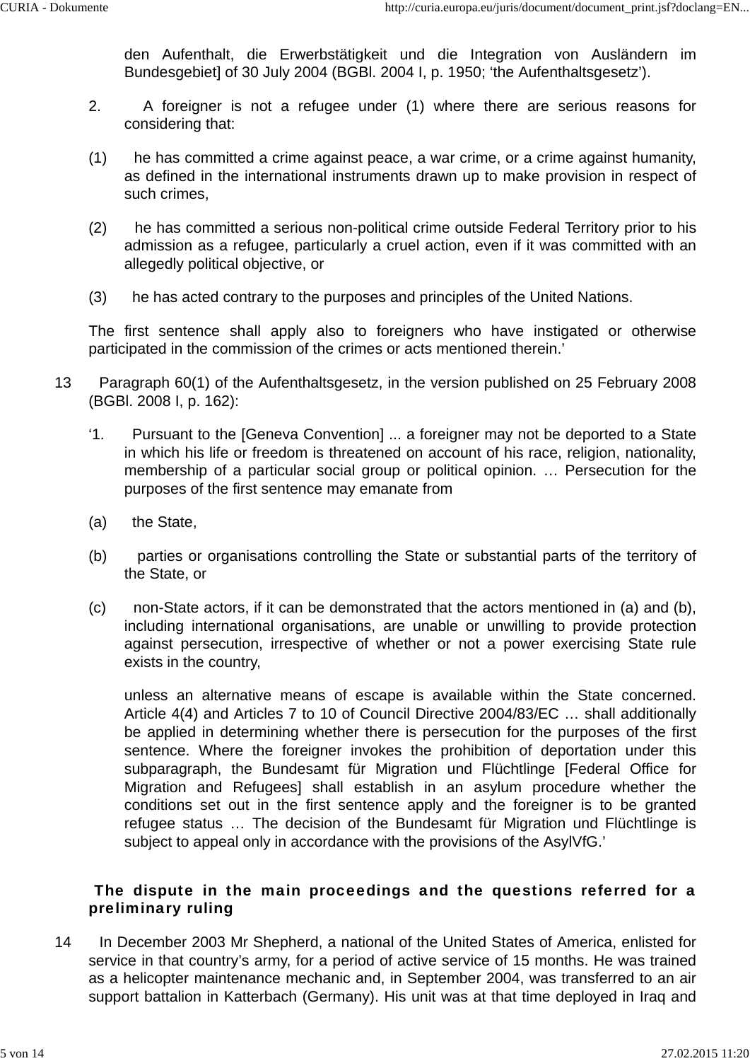den Aufenthalt, die Erwerbstätigkeit und die Integration von Ausländern im Bundesgebiet] of 30 July 2004 (BGBl. 2004 I, p. 1950; ‘the Aufenthaltsgesetz’).

2. A foreigner is not a refugee under (1) where there are serious reasons for considering that:

(1) he has committed a crime against peace, a war crime, or a crime against humanity, as defined in the international instruments drawn up to make provision in respect of such crimes,

(2) he has committed a serious non-political crime outside Federal Territory prior to his admission as a refugee, particularly a cruel action, even if it was committed with an allegedly political objective, or

(3) he has acted contrary to the purposes and principles of the United Nations.

The first sentence shall apply also to foreigners who have instigated or otherwise participated in the commission of the crimes or acts mentioned therein.’

13 Paragraph 60(1) of the Aufenthaltsgesetz, in the version published on 25 February 2008 (BGBl. 2008 I, p. 162):

‘1. Pursuant to the [Geneva Convention] ... a foreigner may not be deported to a State in which his life or freedom is threatened on account of his race, religion, nationality, membership of a particular social group or political opinion. … Persecution for the purposes of the first sentence may emanate from

(a) the State,

(b) parties or organisations controlling the State or substantial parts of the territory of the State, or

(c) non-State actors, if it can be demonstrated that the actors mentioned in (a) and (b), including international organisations, are unable or unwilling to provide protection against persecution, irrespective of whether or not a power exercising State rule exists in the country,

unless an alternative means of escape is available within the State concerned. Article 4(4) and Articles 7 to 10 of Council Directive 2004/83/EC … shall additionally be applied in determining whether there is persecution for the purposes of the first sentence. Where the foreigner invokes the prohibition of deportation under this subparagraph, the Bundesamt für Migration und Flüchtlinge [Federal Office for Migration and Refugees] shall establish in an asylum procedure whether the conditions set out in the first sentence apply and the foreigner is to be granted refugee status … The decision of the Bundesamt für Migration und Flüchtlinge is subject to appeal only in accordance with the provisions of the AsylVfG.’

## The dispute in the main proceedings and the questions referred for a preliminary ruling

14 In December 2003 Mr Shepherd, a national of the United States of America, enlisted for service in that country’s army, for a period of active service of 15 months. He was trained as a helicopter maintenance mechanic and, in September 2004, was transferred to an air support battalion in Katterbach (Germany). His unit was at that time deployed in Iraq and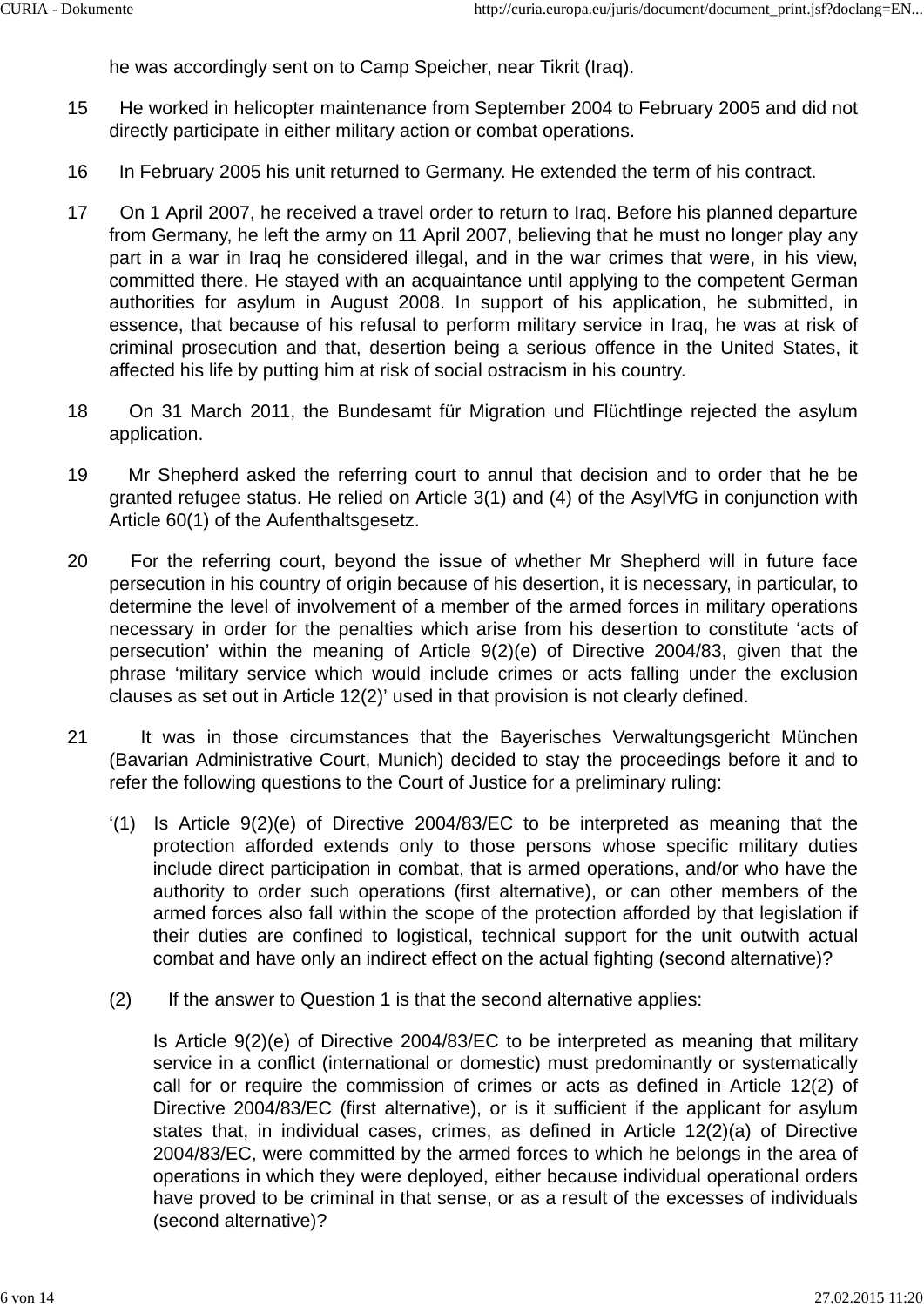he was accordingly sent on to Camp Speicher, near Tikrit (Iraq).

15 He worked in helicopter maintenance from September 2004 to February 2005 and did not directly participate in either military action or combat operations.

16 In February 2005 his unit returned to Germany. He extended the term of his contract.

17 On 1 April 2007, he received a travel order to return to Iraq. Before his planned departure from Germany, he left the army on 11 April 2007, believing that he must no longer play any part in a war in Iraq he considered illegal, and in the war crimes that were, in his view, committed there. He stayed with an acquaintance until applying to the competent German authorities for asylum in August 2008. In support of his application, he submitted, in essence, that because of his refusal to perform military service in Iraq, he was at risk of criminal prosecution and that, desertion being a serious offence in the United States, it affected his life by putting him at risk of social ostracism in his country.

18 On 31 March 2011, the Bundesamt für Migration und Flüchtlinge rejected the asylum application.

19 Mr Shepherd asked the referring court to annul that decision and to order that he be granted refugee status. He relied on Article 3(1) and (4) of the AsylVfG in conjunction with Article 60(1) of the Aufenthaltsgesetz.

20 For the referring court, beyond the issue of whether Mr Shepherd will in future face persecution in his country of origin because of his desertion, it is necessary, in particular, to determine the level of involvement of a member of the armed forces in military operations necessary in order for the penalties which arise from his desertion to constitute 'acts of persecution' within the meaning of Article 9(2)(e) of Directive 2004/83, given that the phrase 'military service which would include crimes or acts falling under the exclusion clauses as set out in Article 12(2)' used in that provision is not clearly defined.

21 It was in those circumstances that the Bayerisches Verwaltungsgericht München (Bavarian Administrative Court, Munich) decided to stay the proceedings before it and to refer the following questions to the Court of Justice for a preliminary ruling:

'(1) Is Article 9(2)(e) of Directive 2004/83/EC to be interpreted as meaning that the protection afforded extends only to those persons whose specific military duties include direct participation in combat, that is armed operations, and/or who have the authority to order such operations (first alternative), or can other members of the armed forces also fall within the scope of the protection afforded by that legislation if their duties are confined to logistical, technical support for the unit outwith actual combat and have only an indirect effect on the actual fighting (second alternative)?

(2) If the answer to Question 1 is that the second alternative applies:

Is Article 9(2)(e) of Directive 2004/83/EC to be interpreted as meaning that military service in a conflict (international or domestic) must predominantly or systematically call for or require the commission of crimes or acts as defined in Article 12(2) of Directive 2004/83/EC (first alternative), or is it sufficient if the applicant for asylum states that, in individual cases, crimes, as defined in Article 12(2)(a) of Directive 2004/83/EC, were committed by the armed forces to which he belongs in the area of operations in which they were deployed, either because individual operational orders have proved to be criminal in that sense, or as a result of the excesses of individuals (second alternative)?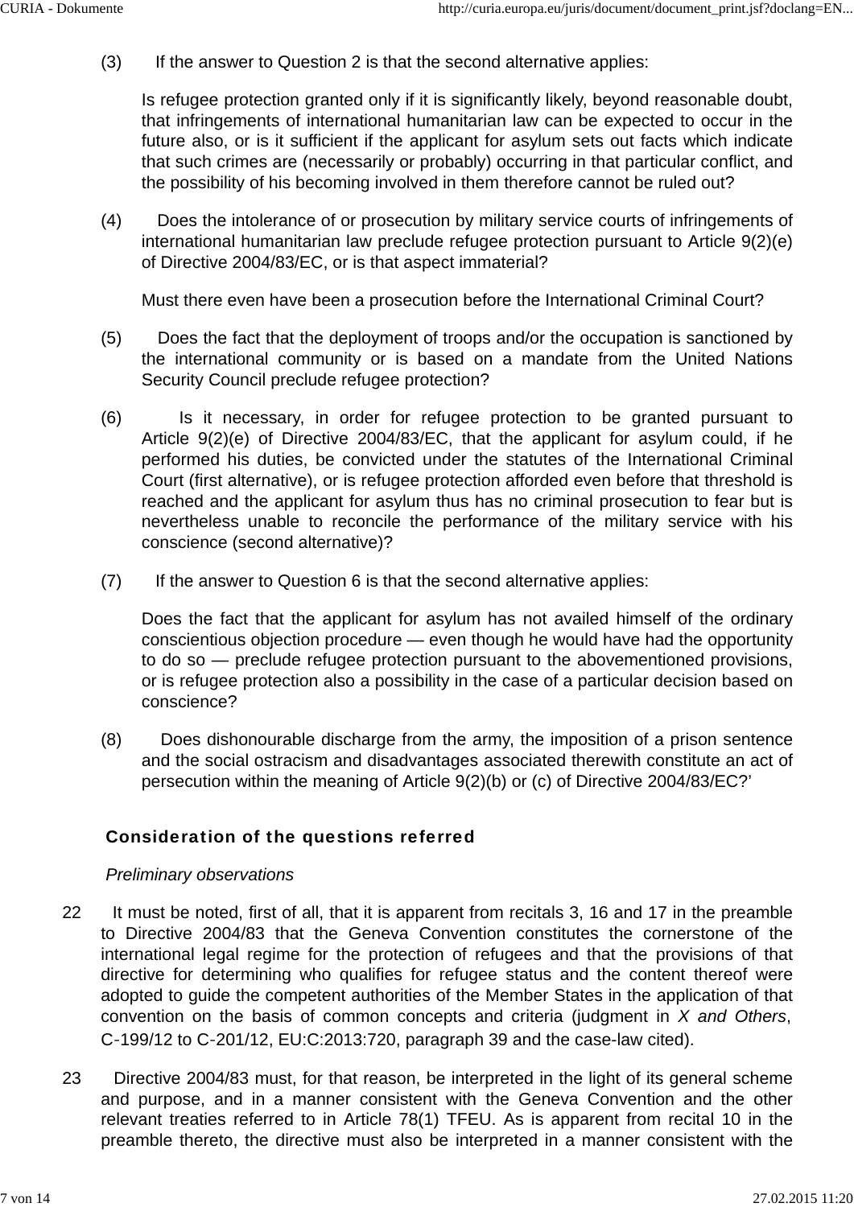(3) If the answer to Question 2 is that the second alternative applies:

Is refugee protection granted only if it is significantly likely, beyond reasonable doubt, that infringements of international humanitarian law can be expected to occur in the future also, or is it sufficient if the applicant for asylum sets out facts which indicate that such crimes are (necessarily or probably) occurring in that particular conflict, and the possibility of his becoming involved in them therefore cannot be ruled out?

(4) Does the intolerance of or prosecution by military service courts of infringements of international humanitarian law preclude refugee protection pursuant to Article 9(2)(e) of Directive 2004/83/EC, or is that aspect immaterial?

Must there even have been a prosecution before the International Criminal Court?

(5) Does the fact that the deployment of troops and/or the occupation is sanctioned by the international community or is based on a mandate from the United Nations Security Council preclude refugee protection?

(6) Is it necessary, in order for refugee protection to be granted pursuant to Article 9(2)(e) of Directive 2004/83/EC, that the applicant for asylum could, if he performed his duties, be convicted under the statutes of the International Criminal Court (first alternative), or is refugee protection afforded even before that threshold is reached and the applicant for asylum thus has no criminal prosecution to fear but is nevertheless unable to reconcile the performance of the military service with his conscience (second alternative)?

(7) If the answer to Question 6 is that the second alternative applies:

Does the fact that the applicant for asylum has not availed himself of the ordinary conscientious objection procedure — even though he would have had the opportunity to do so — preclude refugee protection pursuant to the abovementioned provisions, or is refugee protection also a possibility in the case of a particular decision based on conscience?

(8) Does dishonourable discharge from the army, the imposition of a prison sentence and the social ostracism and disadvantages associated therewith constitute an act of persecution within the meaning of Article 9(2)(b) or (c) of Directive 2004/83/EC?'

## Consideration of the questions referred

*Preliminary observations*

22 It must be noted, first of all, that it is apparent from recitals 3, 16 and 17 in the preamble to Directive 2004/83 that the Geneva Convention constitutes the cornerstone of the international legal regime for the protection of refugees and that the provisions of that directive for determining who qualifies for refugee status and the content thereof were adopted to guide the competent authorities of the Member States in the application of that convention on the basis of common concepts and criteria (judgment in *X and Others*, C-199/12 to C-201/12, EU:C:2013:720, paragraph 39 and the case-law cited).

23 Directive 2004/83 must, for that reason, be interpreted in the light of its general scheme and purpose, and in a manner consistent with the Geneva Convention and the other relevant treaties referred to in Article 78(1) TFEU. As is apparent from recital 10 in the preamble thereto, the directive must also be interpreted in a manner consistent with the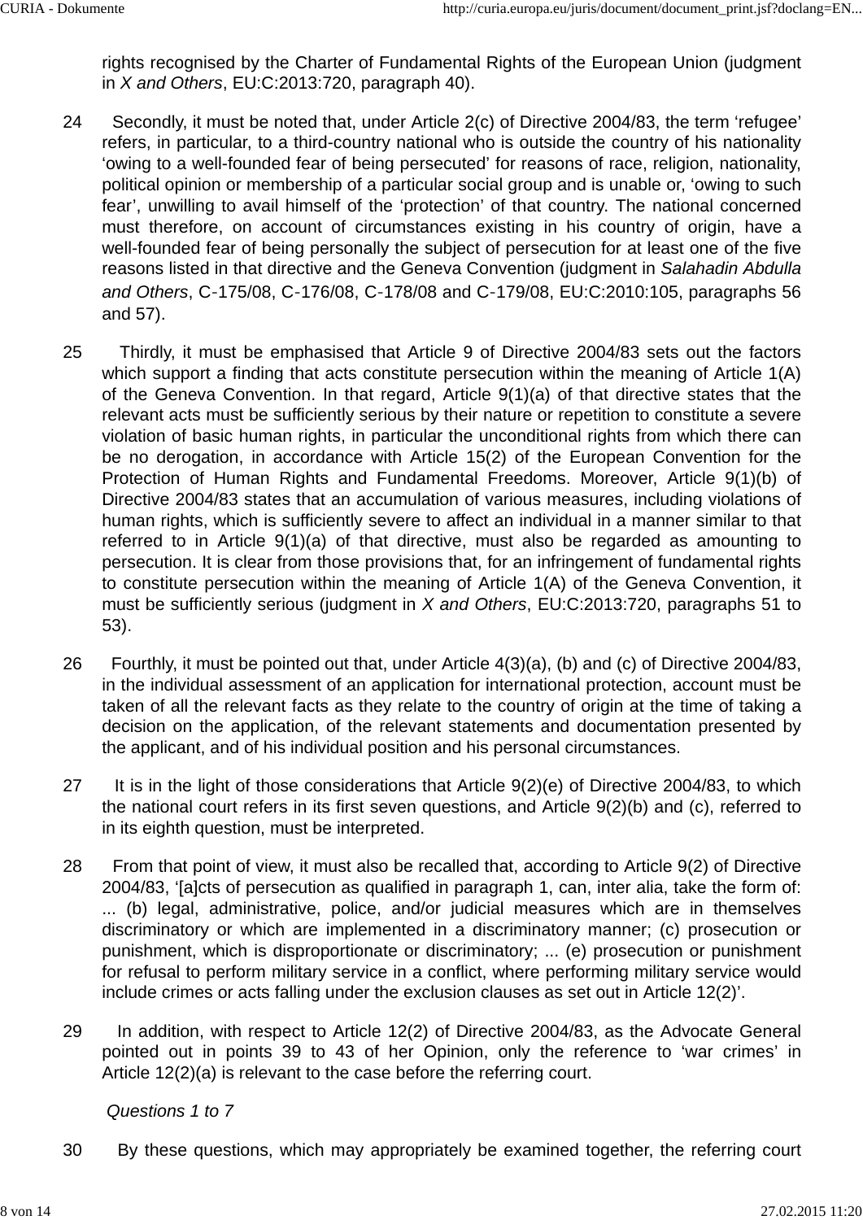rights recognised by the Charter of Fundamental Rights of the European Union (judgment in *X and Others*, EU:C:2013:720, paragraph 40).

24 Secondly, it must be noted that, under Article 2(c) of Directive 2004/83, the term 'refugee' refers, in particular, to a third-country national who is outside the country of his nationality 'owing to a well-founded fear of being persecuted' for reasons of race, religion, nationality, political opinion or membership of a particular social group and is unable or, 'owing to such fear', unwilling to avail himself of the 'protection' of that country. The national concerned must therefore, on account of circumstances existing in his country of origin, have a well-founded fear of being personally the subject of persecution for at least one of the five reasons listed in that directive and the Geneva Convention (judgment in *Salahadin Abdulla and Others*, C-175/08, C-176/08, C-178/08 and C-179/08, EU:C:2010:105, paragraphs 56 and 57).

25 Thirdly, it must be emphasised that Article 9 of Directive 2004/83 sets out the factors which support a finding that acts constitute persecution within the meaning of Article 1(A) of the Geneva Convention. In that regard, Article 9(1)(a) of that directive states that the relevant acts must be sufficiently serious by their nature or repetition to constitute a severe violation of basic human rights, in particular the unconditional rights from which there can be no derogation, in accordance with Article 15(2) of the European Convention for the Protection of Human Rights and Fundamental Freedoms. Moreover, Article 9(1)(b) of Directive 2004/83 states that an accumulation of various measures, including violations of human rights, which is sufficiently severe to affect an individual in a manner similar to that referred to in Article 9(1)(a) of that directive, must also be regarded as amounting to persecution. It is clear from those provisions that, for an infringement of fundamental rights to constitute persecution within the meaning of Article 1(A) of the Geneva Convention, it must be sufficiently serious (judgment in *X and Others*, EU:C:2013:720, paragraphs 51 to 53).

26 Fourthly, it must be pointed out that, under Article 4(3)(a), (b) and (c) of Directive 2004/83, in the individual assessment of an application for international protection, account must be taken of all the relevant facts as they relate to the country of origin at the time of taking a decision on the application, of the relevant statements and documentation presented by the applicant, and of his individual position and his personal circumstances.

27 It is in the light of those considerations that Article 9(2)(e) of Directive 2004/83, to which the national court refers in its first seven questions, and Article 9(2)(b) and (c), referred to in its eighth question, must be interpreted.

28 From that point of view, it must also be recalled that, according to Article 9(2) of Directive 2004/83, '[a]cts of persecution as qualified in paragraph 1, can, inter alia, take the form of: ... (b) legal, administrative, police, and/or judicial measures which are in themselves discriminatory or which are implemented in a discriminatory manner; (c) prosecution or punishment, which is disproportionate or discriminatory; ... (e) prosecution or punishment for refusal to perform military service in a conflict, where performing military service would include crimes or acts falling under the exclusion clauses as set out in Article 12(2)'.

29 In addition, with respect to Article 12(2) of Directive 2004/83, as the Advocate General pointed out in points 39 to 43 of her Opinion, only the reference to 'war crimes' in Article 12(2)(a) is relevant to the case before the referring court.

*Questions 1 to 7*

30 By these questions, which may appropriately be examined together, the referring court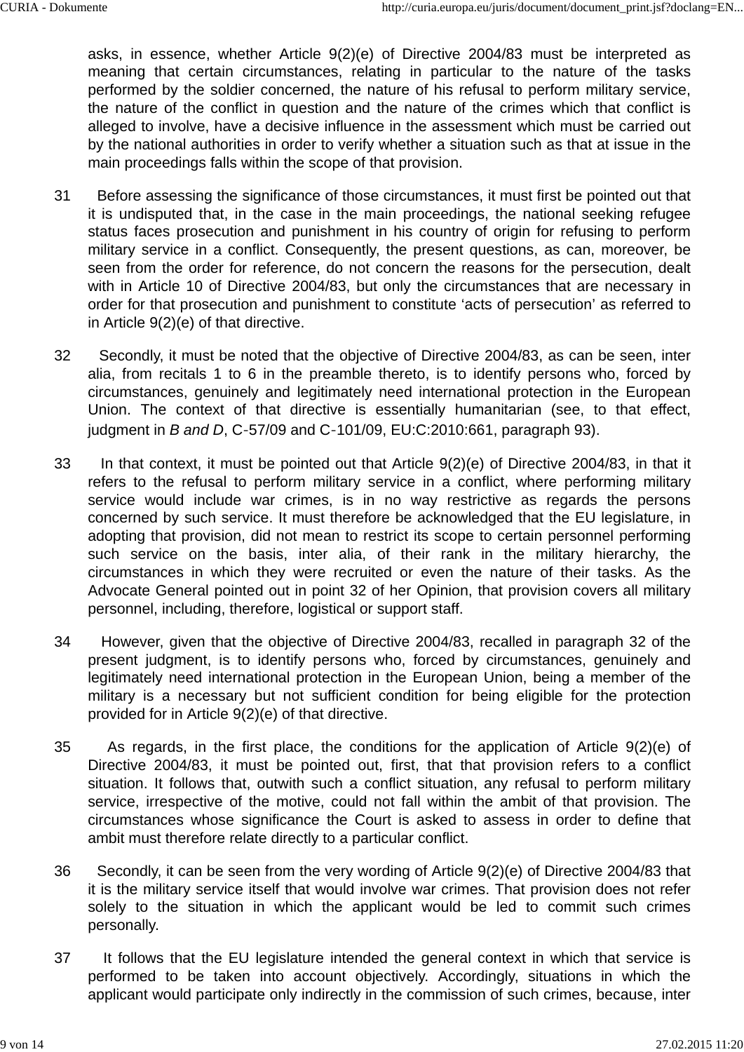asks, in essence, whether Article 9(2)(e) of Directive 2004/83 must be interpreted as meaning that certain circumstances, relating in particular to the nature of the tasks performed by the soldier concerned, the nature of his refusal to perform military service, the nature of the conflict in question and the nature of the crimes which that conflict is alleged to involve, have a decisive influence in the assessment which must be carried out by the national authorities in order to verify whether a situation such as that at issue in the main proceedings falls within the scope of that provision.

31 Before assessing the significance of those circumstances, it must first be pointed out that it is undisputed that, in the case in the main proceedings, the national seeking refugee status faces prosecution and punishment in his country of origin for refusing to perform military service in a conflict. Consequently, the present questions, as can, moreover, be seen from the order for reference, do not concern the reasons for the persecution, dealt with in Article 10 of Directive 2004/83, but only the circumstances that are necessary in order for that prosecution and punishment to constitute ‘acts of persecution’ as referred to in Article 9(2)(e) of that directive.

32 Secondly, it must be noted that the objective of Directive 2004/83, as can be seen, inter alia, from recitals 1 to 6 in the preamble thereto, is to identify persons who, forced by circumstances, genuinely and legitimately need international protection in the European Union. The context of that directive is essentially humanitarian (see, to that effect, judgment in *B and D*, C‑57/09 and C‑101/09, EU:C:2010:661, paragraph 93).

33 In that context, it must be pointed out that Article 9(2)(e) of Directive 2004/83, in that it refers to the refusal to perform military service in a conflict, where performing military service would include war crimes, is in no way restrictive as regards the persons concerned by such service. It must therefore be acknowledged that the EU legislature, in adopting that provision, did not mean to restrict its scope to certain personnel performing such service on the basis, inter alia, of their rank in the military hierarchy, the circumstances in which they were recruited or even the nature of their tasks. As the Advocate General pointed out in point 32 of her Opinion, that provision covers all military personnel, including, therefore, logistical or support staff.

34 However, given that the objective of Directive 2004/83, recalled in paragraph 32 of the present judgment, is to identify persons who, forced by circumstances, genuinely and legitimately need international protection in the European Union, being a member of the military is a necessary but not sufficient condition for being eligible for the protection provided for in Article 9(2)(e) of that directive.

35 As regards, in the first place, the conditions for the application of Article 9(2)(e) of Directive 2004/83, it must be pointed out, first, that that provision refers to a conflict situation. It follows that, outwith such a conflict situation, any refusal to perform military service, irrespective of the motive, could not fall within the ambit of that provision. The circumstances whose significance the Court is asked to assess in order to define that ambit must therefore relate directly to a particular conflict.

36 Secondly, it can be seen from the very wording of Article 9(2)(e) of Directive 2004/83 that it is the military service itself that would involve war crimes. That provision does not refer solely to the situation in which the applicant would be led to commit such crimes personally.

37 It follows that the EU legislature intended the general context in which that service is performed to be taken into account objectively. Accordingly, situations in which the applicant would participate only indirectly in the commission of such crimes, because, inter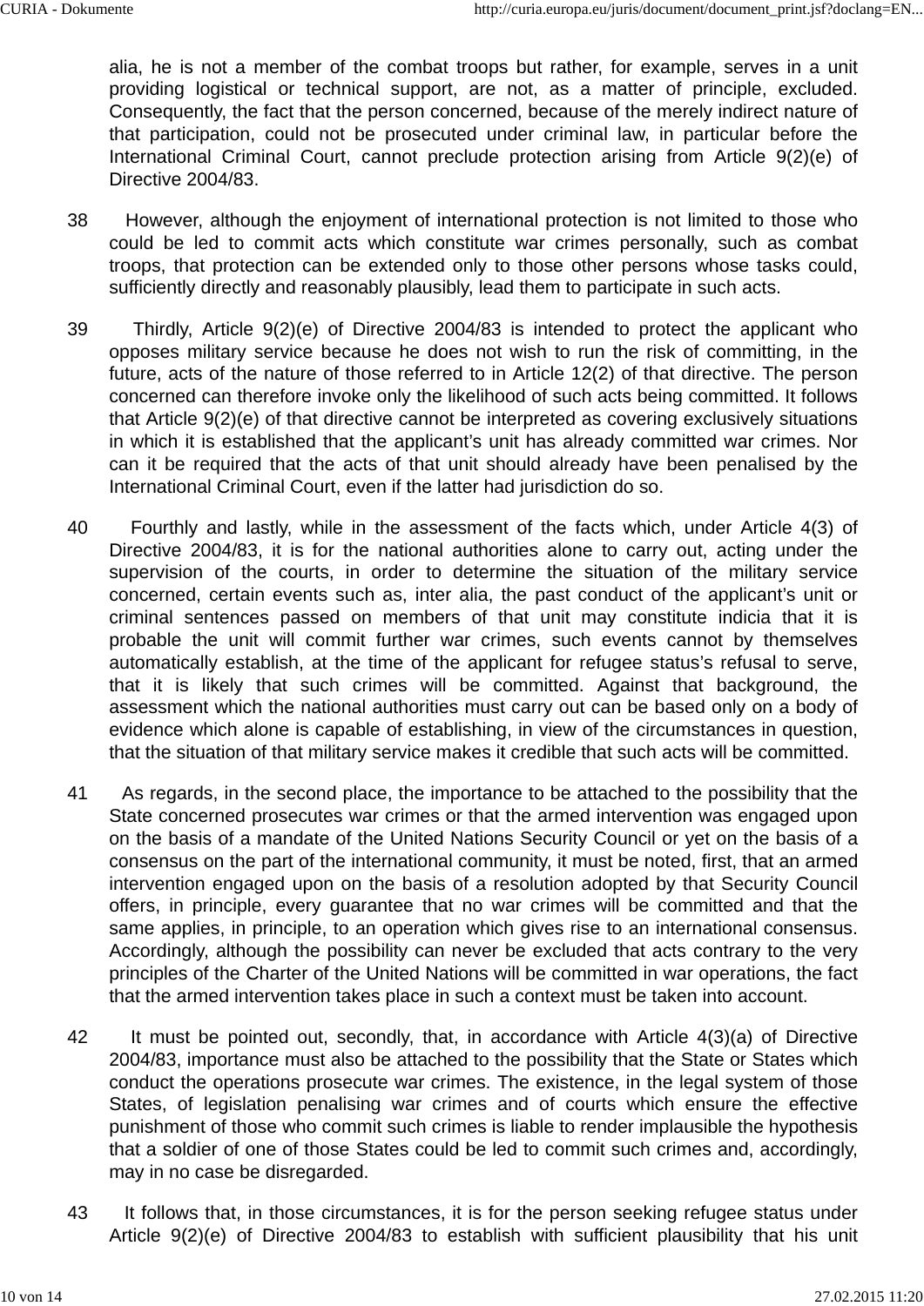alia, he is not a member of the combat troops but rather, for example, serves in a unit providing logistical or technical support, are not, as a matter of principle, excluded. Consequently, the fact that the person concerned, because of the merely indirect nature of that participation, could not be prosecuted under criminal law, in particular before the International Criminal Court, cannot preclude protection arising from Article 9(2)(e) of Directive 2004/83.

38 However, although the enjoyment of international protection is not limited to those who could be led to commit acts which constitute war crimes personally, such as combat troops, that protection can be extended only to those other persons whose tasks could, sufficiently directly and reasonably plausibly, lead them to participate in such acts.

39 Thirdly, Article 9(2)(e) of Directive 2004/83 is intended to protect the applicant who opposes military service because he does not wish to run the risk of committing, in the future, acts of the nature of those referred to in Article 12(2) of that directive. The person concerned can therefore invoke only the likelihood of such acts being committed. It follows that Article 9(2)(e) of that directive cannot be interpreted as covering exclusively situations in which it is established that the applicant's unit has already committed war crimes. Nor can it be required that the acts of that unit should already have been penalised by the International Criminal Court, even if the latter had jurisdiction do so.

40 Fourthly and lastly, while in the assessment of the facts which, under Article 4(3) of Directive 2004/83, it is for the national authorities alone to carry out, acting under the supervision of the courts, in order to determine the situation of the military service concerned, certain events such as, inter alia, the past conduct of the applicant's unit or criminal sentences passed on members of that unit may constitute indicia that it is probable the unit will commit further war crimes, such events cannot by themselves automatically establish, at the time of the applicant for refugee status's refusal to serve, that it is likely that such crimes will be committed. Against that background, the assessment which the national authorities must carry out can be based only on a body of evidence which alone is capable of establishing, in view of the circumstances in question, that the situation of that military service makes it credible that such acts will be committed.

41 As regards, in the second place, the importance to be attached to the possibility that the State concerned prosecutes war crimes or that the armed intervention was engaged upon on the basis of a mandate of the United Nations Security Council or yet on the basis of a consensus on the part of the international community, it must be noted, first, that an armed intervention engaged upon on the basis of a resolution adopted by that Security Council offers, in principle, every guarantee that no war crimes will be committed and that the same applies, in principle, to an operation which gives rise to an international consensus. Accordingly, although the possibility can never be excluded that acts contrary to the very principles of the Charter of the United Nations will be committed in war operations, the fact that the armed intervention takes place in such a context must be taken into account.

42 It must be pointed out, secondly, that, in accordance with Article 4(3)(a) of Directive 2004/83, importance must also be attached to the possibility that the State or States which conduct the operations prosecute war crimes. The existence, in the legal system of those States, of legislation penalising war crimes and of courts which ensure the effective punishment of those who commit such crimes is liable to render implausible the hypothesis that a soldier of one of those States could be led to commit such crimes and, accordingly, may in no case be disregarded.

43 It follows that, in those circumstances, it is for the person seeking refugee status under Article 9(2)(e) of Directive 2004/83 to establish with sufficient plausibility that his unit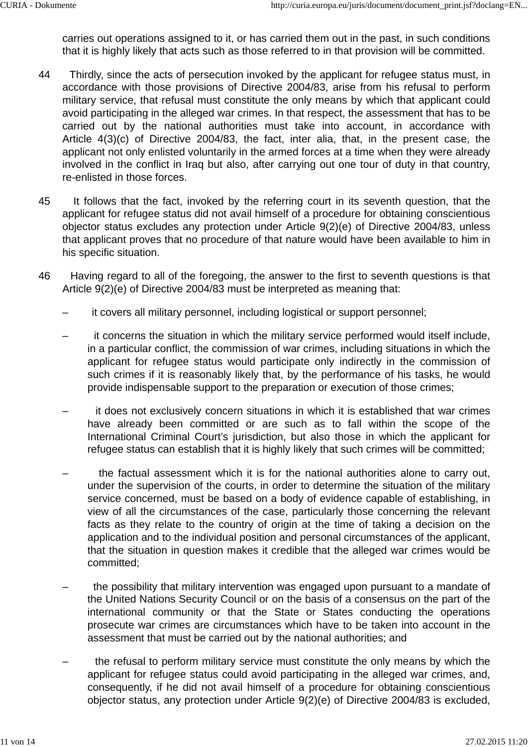carries out operations assigned to it, or has carried them out in the past, in such conditions that it is highly likely that acts such as those referred to in that provision will be committed.

44 Thirdly, since the acts of persecution invoked by the applicant for refugee status must, in accordance with those provisions of Directive 2004/83, arise from his refusal to perform military service, that refusal must constitute the only means by which that applicant could avoid participating in the alleged war crimes. In that respect, the assessment that has to be carried out by the national authorities must take into account, in accordance with Article 4(3)(c) of Directive 2004/83, the fact, inter alia, that, in the present case, the applicant not only enlisted voluntarily in the armed forces at a time when they were already involved in the conflict in Iraq but also, after carrying out one tour of duty in that country, re-enlisted in those forces.

45 It follows that the fact, invoked by the referring court in its seventh question, that the applicant for refugee status did not avail himself of a procedure for obtaining conscientious objector status excludes any protection under Article 9(2)(e) of Directive 2004/83, unless that applicant proves that no procedure of that nature would have been available to him in his specific situation.

46 Having regard to all of the foregoing, the answer to the first to seventh questions is that Article 9(2)(e) of Directive 2004/83 must be interpreted as meaning that:

– it covers all military personnel, including logistical or support personnel;

– it concerns the situation in which the military service performed would itself include, in a particular conflict, the commission of war crimes, including situations in which the applicant for refugee status would participate only indirectly in the commission of such crimes if it is reasonably likely that, by the performance of his tasks, he would provide indispensable support to the preparation or execution of those crimes;

– it does not exclusively concern situations in which it is established that war crimes have already been committed or are such as to fall within the scope of the International Criminal Court's jurisdiction, but also those in which the applicant for refugee status can establish that it is highly likely that such crimes will be committed;

– the factual assessment which it is for the national authorities alone to carry out, under the supervision of the courts, in order to determine the situation of the military service concerned, must be based on a body of evidence capable of establishing, in view of all the circumstances of the case, particularly those concerning the relevant facts as they relate to the country of origin at the time of taking a decision on the application and to the individual position and personal circumstances of the applicant, that the situation in question makes it credible that the alleged war crimes would be committed;

– the possibility that military intervention was engaged upon pursuant to a mandate of the United Nations Security Council or on the basis of a consensus on the part of the international community or that the State or States conducting the operations prosecute war crimes are circumstances which have to be taken into account in the assessment that must be carried out by the national authorities; and

– the refusal to perform military service must constitute the only means by which the applicant for refugee status could avoid participating in the alleged war crimes, and, consequently, if he did not avail himself of a procedure for obtaining conscientious objector status, any protection under Article 9(2)(e) of Directive 2004/83 is excluded,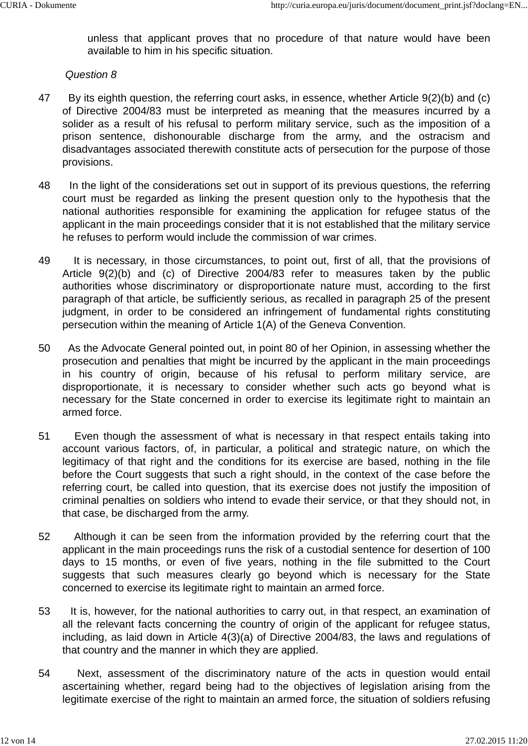unless that applicant proves that no procedure of that nature would have been available to him in his specific situation.

*Question 8*

47 By its eighth question, the referring court asks, in essence, whether Article 9(2)(b) and (c) of Directive 2004/83 must be interpreted as meaning that the measures incurred by a solider as a result of his refusal to perform military service, such as the imposition of a prison sentence, dishonourable discharge from the army, and the ostracism and disadvantages associated therewith constitute acts of persecution for the purpose of those provisions.

48 In the light of the considerations set out in support of its previous questions, the referring court must be regarded as linking the present question only to the hypothesis that the national authorities responsible for examining the application for refugee status of the applicant in the main proceedings consider that it is not established that the military service he refuses to perform would include the commission of war crimes.

49 It is necessary, in those circumstances, to point out, first of all, that the provisions of Article 9(2)(b) and (c) of Directive 2004/83 refer to measures taken by the public authorities whose discriminatory or disproportionate nature must, according to the first paragraph of that article, be sufficiently serious, as recalled in paragraph 25 of the present judgment, in order to be considered an infringement of fundamental rights constituting persecution within the meaning of Article 1(A) of the Geneva Convention.

50 As the Advocate General pointed out, in point 80 of her Opinion, in assessing whether the prosecution and penalties that might be incurred by the applicant in the main proceedings in his country of origin, because of his refusal to perform military service, are disproportionate, it is necessary to consider whether such acts go beyond what is necessary for the State concerned in order to exercise its legitimate right to maintain an armed force.

51 Even though the assessment of what is necessary in that respect entails taking into account various factors, of, in particular, a political and strategic nature, on which the legitimacy of that right and the conditions for its exercise are based, nothing in the file before the Court suggests that such a right should, in the context of the case before the referring court, be called into question, that its exercise does not justify the imposition of criminal penalties on soldiers who intend to evade their service, or that they should not, in that case, be discharged from the army.

52 Although it can be seen from the information provided by the referring court that the applicant in the main proceedings runs the risk of a custodial sentence for desertion of 100 days to 15 months, or even of five years, nothing in the file submitted to the Court suggests that such measures clearly go beyond which is necessary for the State concerned to exercise its legitimate right to maintain an armed force.

53 It is, however, for the national authorities to carry out, in that respect, an examination of all the relevant facts concerning the country of origin of the applicant for refugee status, including, as laid down in Article 4(3)(a) of Directive 2004/83, the laws and regulations of that country and the manner in which they are applied.

54 Next, assessment of the discriminatory nature of the acts in question would entail ascertaining whether, regard being had to the objectives of legislation arising from the legitimate exercise of the right to maintain an armed force, the situation of soldiers refusing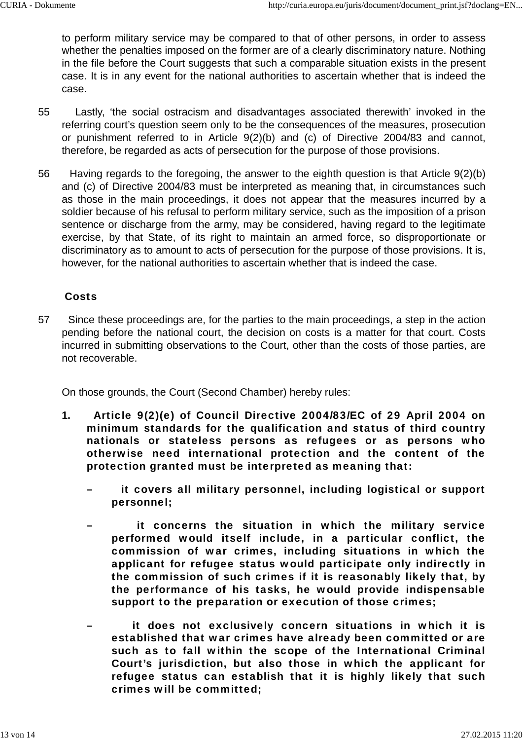to perform military service may be compared to that of other persons, in order to assess whether the penalties imposed on the former are of a clearly discriminatory nature. Nothing in the file before the Court suggests that such a comparable situation exists in the present case. It is in any event for the national authorities to ascertain whether that is indeed the case.

55 Lastly, 'the social ostracism and disadvantages associated therewith' invoked in the referring court's question seem only to be the consequences of the measures, prosecution or punishment referred to in Article 9(2)(b) and (c) of Directive 2004/83 and cannot, therefore, be regarded as acts of persecution for the purpose of those provisions.

56 Having regards to the foregoing, the answer to the eighth question is that Article 9(2)(b) and (c) of Directive 2004/83 must be interpreted as meaning that, in circumstances such as those in the main proceedings, it does not appear that the measures incurred by a soldier because of his refusal to perform military service, such as the imposition of a prison sentence or discharge from the army, may be considered, having regard to the legitimate exercise, by that State, of its right to maintain an armed force, so disproportionate or discriminatory as to amount to acts of persecution for the purpose of those provisions. It is, however, for the national authorities to ascertain whether that is indeed the case.

## Costs

57 Since these proceedings are, for the parties to the main proceedings, a step in the action pending before the national court, the decision on costs is a matter for that court. Costs incurred in submitting observations to the Court, other than the costs of those parties, are not recoverable.

On those grounds, the Court (Second Chamber) hereby rules:

**1. Article 9(2)(e) of Council Directive 2004/83/EC of 29 April 2004 on minimum standards for the qualification and status of third country nationals or stateless persons as refugees or as persons who otherwise need international protection and the content of the protection granted must be interpreted as meaning that:**

- **it covers all military personnel, including logistical or support personnel;**
- **it concerns the situation in which the military service performed would itself include, in a particular conflict, the commission of war crimes, including situations in which the applicant for refugee status would participate only indirectly in the commission of such crimes if it is reasonably likely that, by the performance of his tasks, he would provide indispensable support to the preparation or execution of those crimes;**
- **it does not exclusively concern situations in which it is established that war crimes have already been committed or are such as to fall within the scope of the International Criminal Court's jurisdiction, but also those in which the applicant for refugee status can establish that it is highly likely that such crimes will be committed;**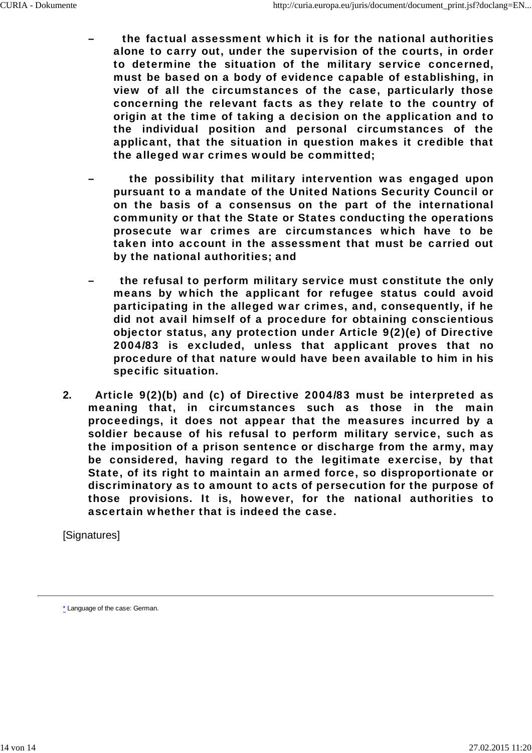- **the factual assessment which it is for the national authorities alone to carry out, under the supervision of the courts, in order to determine the situation of the military service concerned, must be based on a body of evidence capable of establishing, in view of all the circumstances of the case, particularly those concerning the relevant facts as they relate to the country of origin at the time of taking a decision on the application and to the individual position and personal circumstances of the applicant, that the situation in question makes it credible that the alleged war crimes would be committed;**

- **the possibility that military intervention was engaged upon pursuant to a mandate of the United Nations Security Council or on the basis of a consensus on the part of the international community or that the State or States conducting the operations prosecute war crimes are circumstances which have to be taken into account in the assessment that must be carried out by the national authorities; and**

- **the refusal to perform military service must constitute the only means by which the applicant for refugee status could avoid participating in the alleged war crimes, and, consequently, if he did not avail himself of a procedure for obtaining conscientious objector status, any protection under Article 9(2)(e) of Directive 2004/83 is excluded, unless that applicant proves that no procedure of that nature would have been available to him in his specific situation.**

2. **Article 9(2)(b) and (c) of Directive 2004/83 must be interpreted as meaning that, in circumstances such as those in the main proceedings, it does not appear that the measures incurred by a soldier because of his refusal to perform military service, such as the imposition of a prison sentence or discharge from the army, may be considered, having regard to the legitimate exercise, by that State, of its right to maintain an armed force, so disproportionate or discriminatory as to amount to acts of persecution for the purpose of those provisions. It is, however, for the national authorities to ascertain whether that is indeed the case.**

[Signatures]

---

* Language of the case: German.